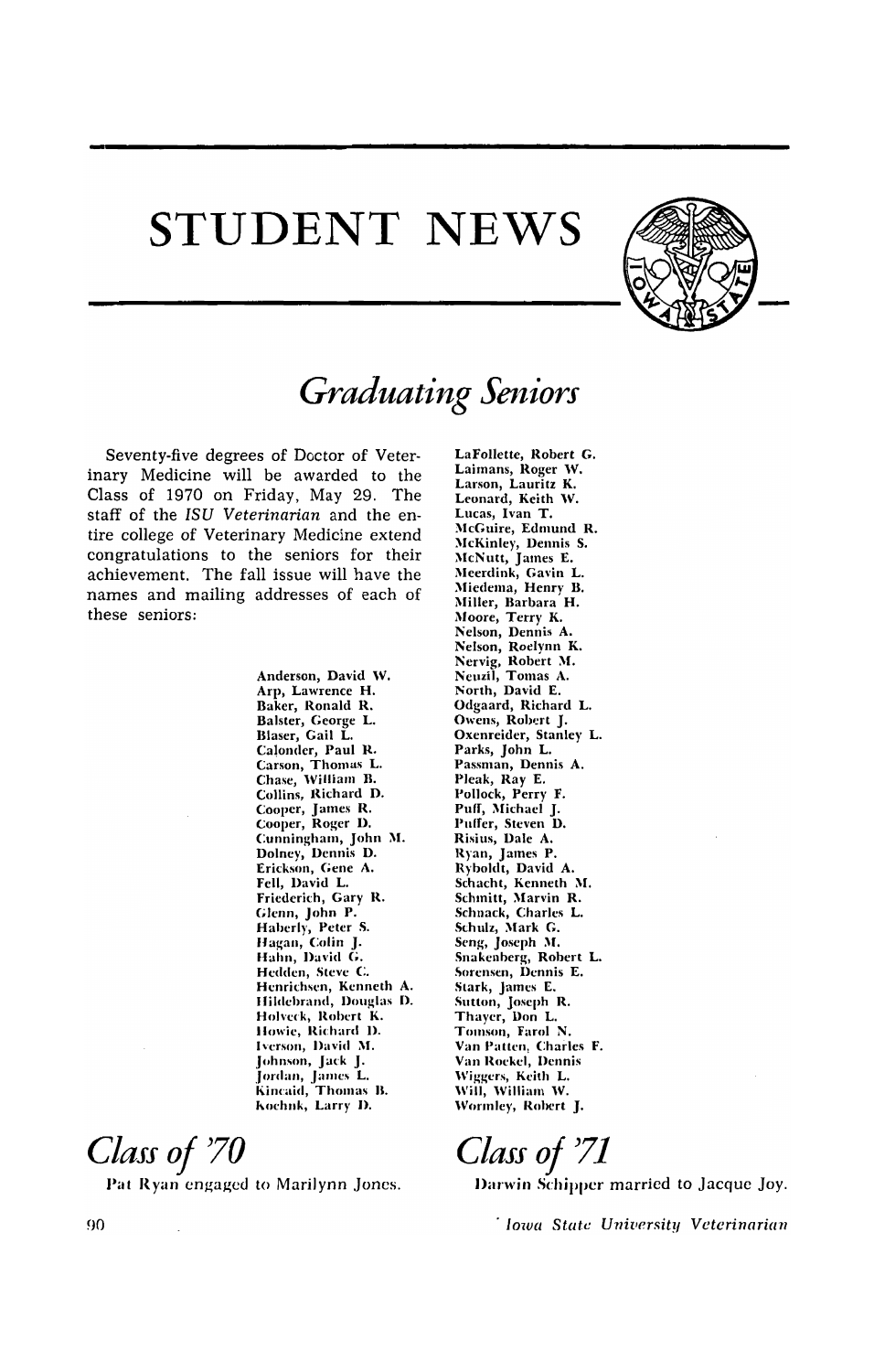# STUDENT NEWS

## *Graduating Seniors*

Seventy-five degrees of Doctor of Veterinary Medicine will be awarded to the Class of 1970 on Friday, May 29. The staff of the *ISU Veterinarian* and the entire college of Veterinary Medicine extend congratulations to the seniors for their achievement. The fall issue will have the names and mailing addresses of each of these seniors:

Anderson, David W.
Arp, Lawrence H.
Baker, Ronald R.
Balster, George L.
Blaser, Gail L.
Calonder, Paul R.
Carson, Thomas L.
Chase, William B.
Collins, Richard D.
Cooper, James R.
Cooper, Roger D.
Cunningham, John M.
Dolney, Dennis D.
Erickson, Gene A.
Fell, David L.
Friederich, Gary R.
Glenn, John P.
Haberly, Peter S.
Hagan, Colin J.
Hahn, David G.
Hedden, Steve C.
Henrichsen, Kenneth A.
Hildebrand, Douglas D.
Holveck, Robert K.
Howie, Richard D.
Iverson, David M.
Johnson, Jack J.
Jordan, James L.
Kincaid, Thomas B.
Koehnk, Larry D.
LaFollette, Robert G.
Laimans, Roger W.
Larson, Lauritz K.
Leonard, Keith W.
Lucas, Ivan T.
McGuire, Edmund R.
McKinley, Dennis S.
McNutt, James E.
Meerdink, Gavin L.
Miedema, Henry B.
Miller, Barbara H.
Moore, Terry K.
Nelson, Dennis A.
Nelson, Roelynn K.
Nervig, Robert M.
Neuzil, Tomas A.
North, David E.
Odgaard, Richard L.
Owens, Robert J.
Oxenreider, Stanley L.
Parks, John L.
Passman, Dennis A.
Pleak, Ray E.
Pollock, Perry F.
Puff, Michael J.
Puffer, Steven D.
Risius, Dale A.
Ryan, James P.
Ryboldt, David A.
Schacht, Kenneth M.
Schmitt, Marvin R.
Schnack, Charles L.
Schulz, Mark G.
Seng, Joseph M.
Snakenberg, Robert L.
Sorensen, Dennis E.
Stark, James E.
Sutton, Joseph R.
Thayer, Don L.
Tomson, Farol N.
Van Patten, Charles F.
Van Roekel, Dennis
Wiggers, Keith L.
Will, William W.
Wormley, Robert J.

## *Class of '70*

Pat Ryan engaged to Marilynn Jones.

## *Class of '71*

Darwin Schipper married to Jacque Joy.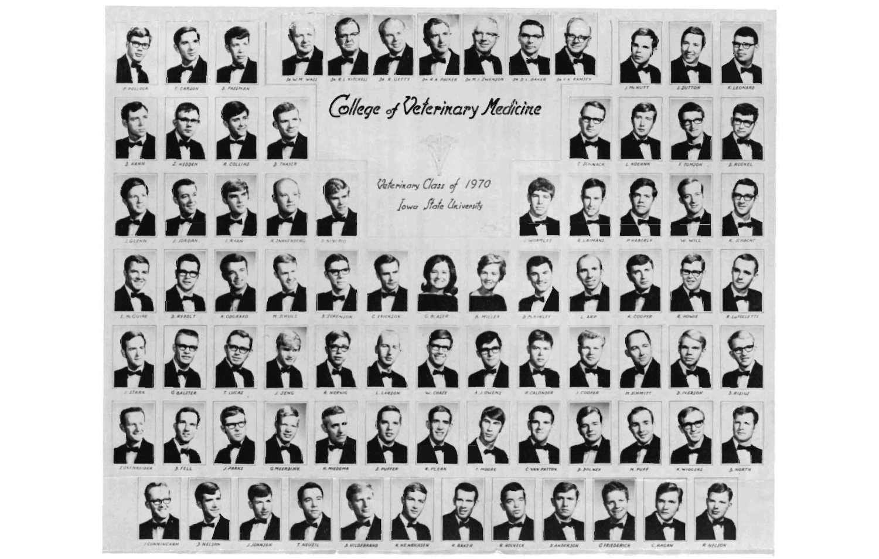# College of Veterinary Medicine

Veterinary Class of 1970
Iowa State University

P. POLLOCK, T. CARSON, D. PASEMAN, Dr. W. M. WASS, Dr. R. L. KITCHELL, Dr. R. GETTY, Dr. R. A. PACKER, Dr. M. J. SWENSON, Dr. D. L. BAKER, Dr. F. K. RAMSEY, J. McNUTT, J. SUTTON, K. LEONARD

D. HANN, L. HEDDEN, R. COLLINS, D. THAYER, C. SCHNACK, L. KOEHNK, F. TOMSON, D. ROEKEL

J. GLENN, L. JORDAN, J. RYAN, R. SNAKENBERG, B. NINCHIO, J. WORMLEY, R. LAIMANS, P. HABERLY, W. WILL, K. SCHACHT

E. McGUIRE, D. RYBOLT, R. ODGAARD, M. SCHULZ, B. SORENSON, C. ERICKSON, G. BLASER, B. MILLER, D. McKINLEY, L. ARP, R. COOPER, R. HOWIE, R. LaFOLLETTE

J. STARK, G. BALSTER, T. LUCAS, J. SENG, R. NERVIG, L. LARSON, W. CHASE, A. J. OWENS, P. CALONDER, J. COOPER, M. SCHMITT, D. IVERSON, D. RISIUS

J. GRENNEIDER, D. FELL, J. PARKS, G. MEERBINK, R. MIEDEMA, L. PUFFER, K. PLEAK, T. MOORE, C. VAN PATTON, D. DOLNEY, H. PUFF, K. WIGGERS, D. NORTH

J. CUNNINGHAM, D. NELSON, J. JOHNSON, T. NEUZIL, A. HILDEBRAND, K. HENRICKSEN, R. BAKER, R. HOLVECK, D. ANDERSON, G. FRIEDERICH, C. HAGAN, R. NELSON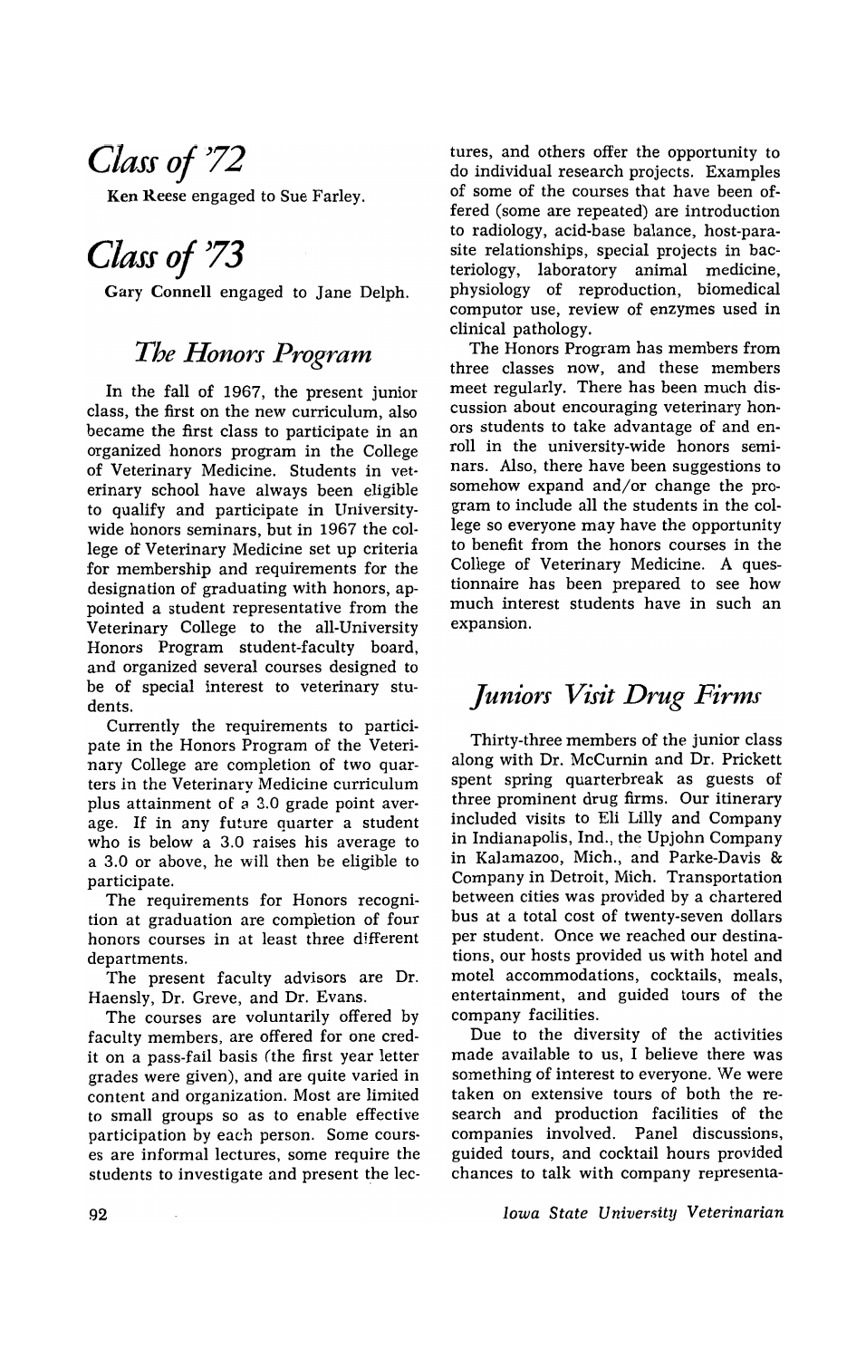# *Class of '72*

Ken Reese engaged to Sue Farley.

# *Class of '73*

Gary Connell engaged to Jane Delph.

## *The Honors Program*

In the fall of 1967, the present junior class, the first on the new curriculum, also became the first class to participate in an organized honors program in the College of Veterinary Medicine. Students in veterinary school have always been eligible to qualify and participate in University-wide honors seminars, but in 1967 the college of Veterinary Medicine set up criteria for membership and requirements for the designation of graduating with honors, appointed a student representative from the Veterinary College to the all-University Honors Program student-faculty board, and organized several courses designed to be of special interest to veterinary students.

Currently the requirements to participate in the Honors Program of the Veterinary College are completion of two quarters in the Veterinary Medicine curriculum plus attainment of a 3.0 grade point average. If in any future quarter a student who is below a 3.0 raises his average to a 3.0 or above, he will then be eligible to participate.

The requirements for Honors recognition at graduation are completion of four honors courses in at least three different departments.

The present faculty advisors are Dr. Haensly, Dr. Greve, and Dr. Evans.

The courses are voluntarily offered by faculty members, are offered for one credit on a pass-fail basis (the first year letter grades were given), and are quite varied in content and organization. Most are limited to small groups so as to enable effective participation by each person. Some courses are informal lectures, some require the students to investigate and present the lectures, and others offer the opportunity to do individual research projects. Examples of some of the courses that have been offered (some are repeated) are introduction to radiology, acid-base balance, host-parasite relationships, special projects in bacteriology, laboratory animal medicine, physiology of reproduction, biomedical computor use, review of enzymes used in clinical pathology.

The Honors Program has members from three classes now, and these members meet regularly. There has been much discussion about encouraging veterinary honors students to take advantage of and enroll in the university-wide honors seminars. Also, there have been suggestions to somehow expand and/or change the program to include all the students in the college so everyone may have the opportunity to benefit from the honors courses in the College of Veterinary Medicine. A questionnaire has been prepared to see how much interest students have in such an expansion.

## *Juniors Visit Drug Firms*

Thirty-three members of the junior class along with Dr. McCurnin and Dr. Prickett spent spring quarterbreak as guests of three prominent drug firms. Our itinerary included visits to Eli Lilly and Company in Indianapolis, Ind., the Upjohn Company in Kalamazoo, Mich., and Parke-Davis & Company in Detroit, Mich. Transportation between cities was provided by a chartered bus at a total cost of twenty-seven dollars per student. Once we reached our destinations, our hosts provided us with hotel and motel accommodations, cocktails, meals, entertainment, and guided tours of the company facilities.

Due to the diversity of the activities made available to us, I believe there was something of interest to everyone. We were taken on extensive tours of both the research and production facilities of the companies involved. Panel discussions, guided tours, and cocktail hours provided chances to talk with company representa-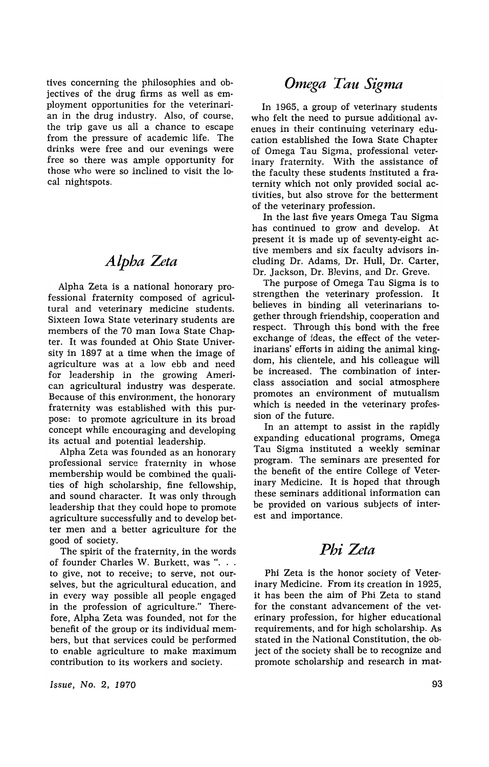tives concerning the philosophies and objectives of the drug firms as well as employment opportunities for the veterinarian in the drug industry. Also, of course, the trip gave us all a chance to escape from the pressure of academic life. The drinks were free and our evenings were free so there was ample opportunity for those who were so inclined to visit the local nightspots.

## *Alpha Zeta*

Alpha Zeta is a national honorary professional fraternity composed of agricultural and veterinary medicine students. Sixteen Iowa State veterinary students are members of the 70 man Iowa State Chapter. It was founded at Ohio State University in 1897 at a time when the image of agriculture was at a low ebb and need for leadership in the growing American agricultural industry was desperate. Because of this environment, the honorary fraternity was established with this purpose: to promote agriculture in its broad concept while encouraging and developing its actual and potential leadership.

Alpha Zeta was founded as an honorary professional service fraternity in whose membership would be combined the qualities of high scholarship, fine fellowship, and sound character. It was only through leadership that they could hope to promote agriculture successfully and to develop better men and a better agriculture for the good of society.

The spirit of the fraternity, in the words of founder Charles W. Burkett, was ". . . to give, not to receive; to serve, not ourselves, but the agricultural education, and in every way possible all people engaged in the profession of agriculture." Therefore, Alpha Zeta was founded, not for the benefit of the group or its individual members, but that services could be performed to enable agriculture to make maximum contribution to its workers and society.

## *Omega Tau Sigma*

In 1965, a group of veterinary students who felt the need to pursue additional avenues in their continuing veterinary education established the Iowa State Chapter of Omega Tau Sigma, professional veterinary fraternity. With the assistance of the faculty these students instituted a fraternity which not only provided social activities, but also strove for the betterment of the veterinary profession.

In the last five years Omega Tau Sigma has continued to grow and develop. At present it is made up of seventy-eight active members and six faculty advisors including Dr. Adams, Dr. Hull, Dr. Carter, Dr. Jackson, Dr. Blevins, and Dr. Greve.

The purpose of Omega Tau Sigma is to strengthen the veterinary profession. It believes in binding all veterinarians together through friendship, cooperation and respect. Through this bond with the free exchange of ideas, the effect of the veterinarians' efforts in aiding the animal kingdom, his clientele, and his colleague will be increased. The combination of interclass association and social atmosphere promotes an environment of mutualism which is needed in the veterinary profession of the future.

In an attempt to assist in the rapidly expanding educational programs, Omega Tau Sigma instituted a weekly seminar program. The seminars are presented for the benefit of the entire College of Veterinary Medicine. It is hoped that through these seminars additional information can be provided on various subjects of interest and importance.

## *Phi Zeta*

Phi Zeta is the honor society of Veterinary Medicine. From its creation in 1925, it has been the aim of Phi Zeta to stand for the constant advancement of the veterinary profession, for higher educational requirements, and for high scholarship. As stated in the National Constitution, the object of the society shall be to recognize and promote scholarship and research in mat-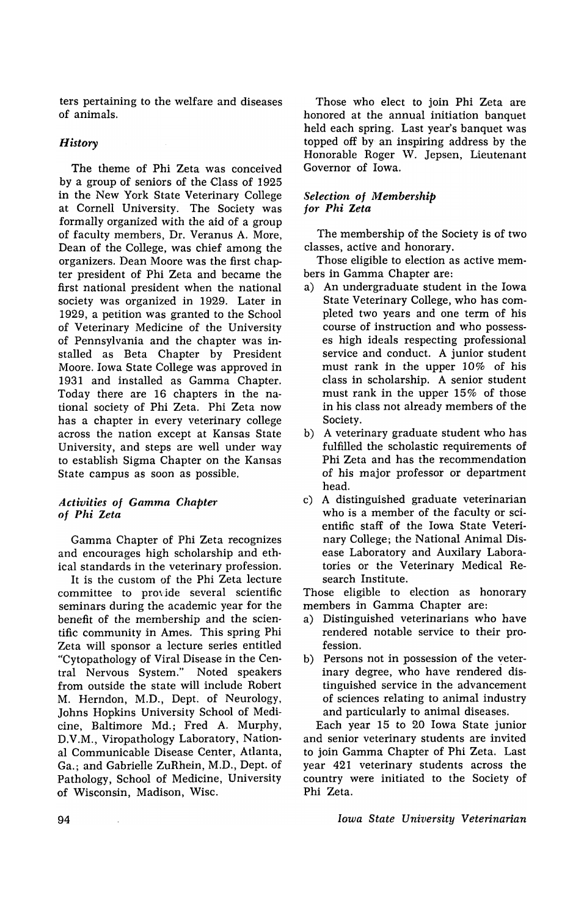ters pertaining to the welfare and diseases of animals.

### *History*

The theme of Phi Zeta was conceived by a group of seniors of the Class of 1925 in the New York State Veterinary College at Cornell University. The Society was formally organized with the aid of a group of faculty members, Dr. Veranus A. More, Dean of the College, was chief among the organizers. Dean Moore was the first chapter president of Phi Zeta and became the first national president when the national society was organized in 1929. Later in 1929, a petition was granted to the School of Veterinary Medicine of the University of Pennsylvania and the chapter was installed as Beta Chapter by President Moore. Iowa State College was approved in 1931 and installed as Gamma Chapter. Today there are 16 chapters in the national society of Phi Zeta. Phi Zeta now has a chapter in every veterinary college across the nation except at Kansas State University, and steps are well under way to establish Sigma Chapter on the Kansas State campus as soon as possible.

### *Activities of Gamma Chapter of Phi Zeta*

Gamma Chapter of Phi Zeta recognizes and encourages high scholarship and ethical standards in the veterinary profession.

It is the custom of the Phi Zeta lecture committee to provide several scientific seminars during the academic year for the benefit of the membership and the scientific community in Ames. This spring Phi Zeta will sponsor a lecture series entitled "Cytopathology of Viral Disease in the Central Nervous System." Noted speakers from outside the state will include Robert M. Herndon, M.D., Dept. of Neurology, Johns Hopkins University School of Medicine, Baltimore Md.; Fred A. Murphy, D.V.M., Viropathology Laboratory, National Communicable Disease Center, Atlanta, Ga.; and Gabrielle ZuRhein, M.D., Dept. of Pathology, School of Medicine, University of Wisconsin, Madison, Wisc.

Those who elect to join Phi Zeta are honored at the annual initiation banquet held each spring. Last year's banquet was topped off by an inspiring address by the Honorable Roger W. Jepsen, Lieutenant Governor of Iowa.

### *Selection of Membership for Phi Zeta*

The membership of the Society is of two classes, active and honorary.

Those eligible to election as active members in Gamma Chapter are:

a) An undergraduate student in the Iowa State Veterinary College, who has completed two years and one term of his course of instruction and who possesses high ideals respecting professional service and conduct. A junior student must rank in the upper 10% of his class in scholarship. A senior student must rank in the upper 15% of those in his class not already members of the Society.
b) A veterinary graduate student who has fulfilled the scholastic requirements of Phi Zeta and has the recommendation of his major professor or department head.
c) A distinguished graduate veterinarian who is a member of the faculty or scientific staff of the Iowa State Veterinary College; the National Animal Disease Laboratory and Auxilary Laboratories or the Veterinary Medical Research Institute.

Those eligible to election as honorary members in Gamma Chapter are:

a) Distinguished veterinarians who have rendered notable service to their profession.
b) Persons not in possession of the veterinary degree, who have rendered distinguished service in the advancement of sciences relating to animal industry and particularly to animal diseases.

Each year 15 to 20 Iowa State junior and senior veterinary students are invited to join Gamma Chapter of Phi Zeta. Last year 421 veterinary students across the country were initiated to the Society of Phi Zeta.